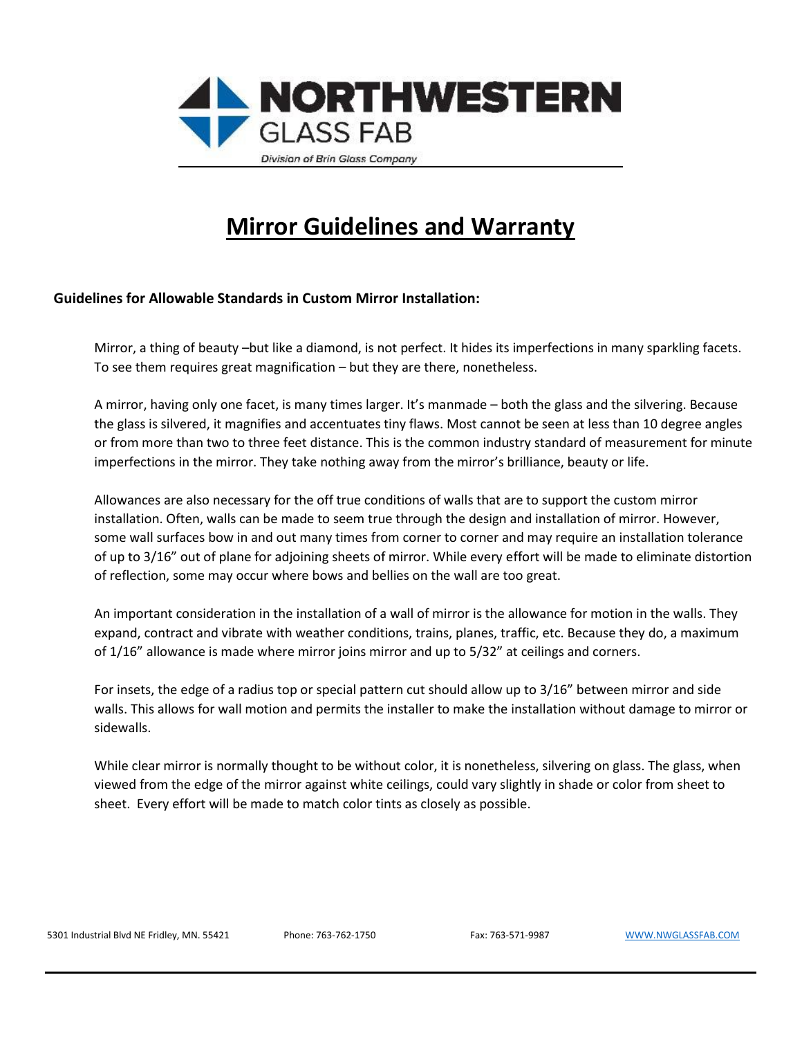**NORTHWESTERN**
GLASS FAB
*Division of Brin Glass Company*

# Mirror Guidelines and Warranty

**Guidelines for Allowable Standards in Custom Mirror Installation:**

Mirror, a thing of beauty –but like a diamond, is not perfect. It hides its imperfections in many sparkling facets. To see them requires great magnification – but they are there, nonetheless.

A mirror, having only one facet, is many times larger. It's manmade – both the glass and the silvering. Because the glass is silvered, it magnifies and accentuates tiny flaws. Most cannot be seen at less than 10 degree angles or from more than two to three feet distance. This is the common industry standard of measurement for minute imperfections in the mirror. They take nothing away from the mirror's brilliance, beauty or life.

Allowances are also necessary for the off true conditions of walls that are to support the custom mirror installation. Often, walls can be made to seem true through the design and installation of mirror. However, some wall surfaces bow in and out many times from corner to corner and may require an installation tolerance of up to 3/16" out of plane for adjoining sheets of mirror. While every effort will be made to eliminate distortion of reflection, some may occur where bows and bellies on the wall are too great.

An important consideration in the installation of a wall of mirror is the allowance for motion in the walls. They expand, contract and vibrate with weather conditions, trains, planes, traffic, etc. Because they do, a maximum of 1/16" allowance is made where mirror joins mirror and up to 5/32" at ceilings and corners.

For insets, the edge of a radius top or special pattern cut should allow up to 3/16" between mirror and side walls. This allows for wall motion and permits the installer to make the installation without damage to mirror or sidewalls.

While clear mirror is normally thought to be without color, it is nonetheless, silvering on glass. The glass, when viewed from the edge of the mirror against white ceilings, could vary slightly in shade or color from sheet to sheet. Every effort will be made to match color tints as closely as possible.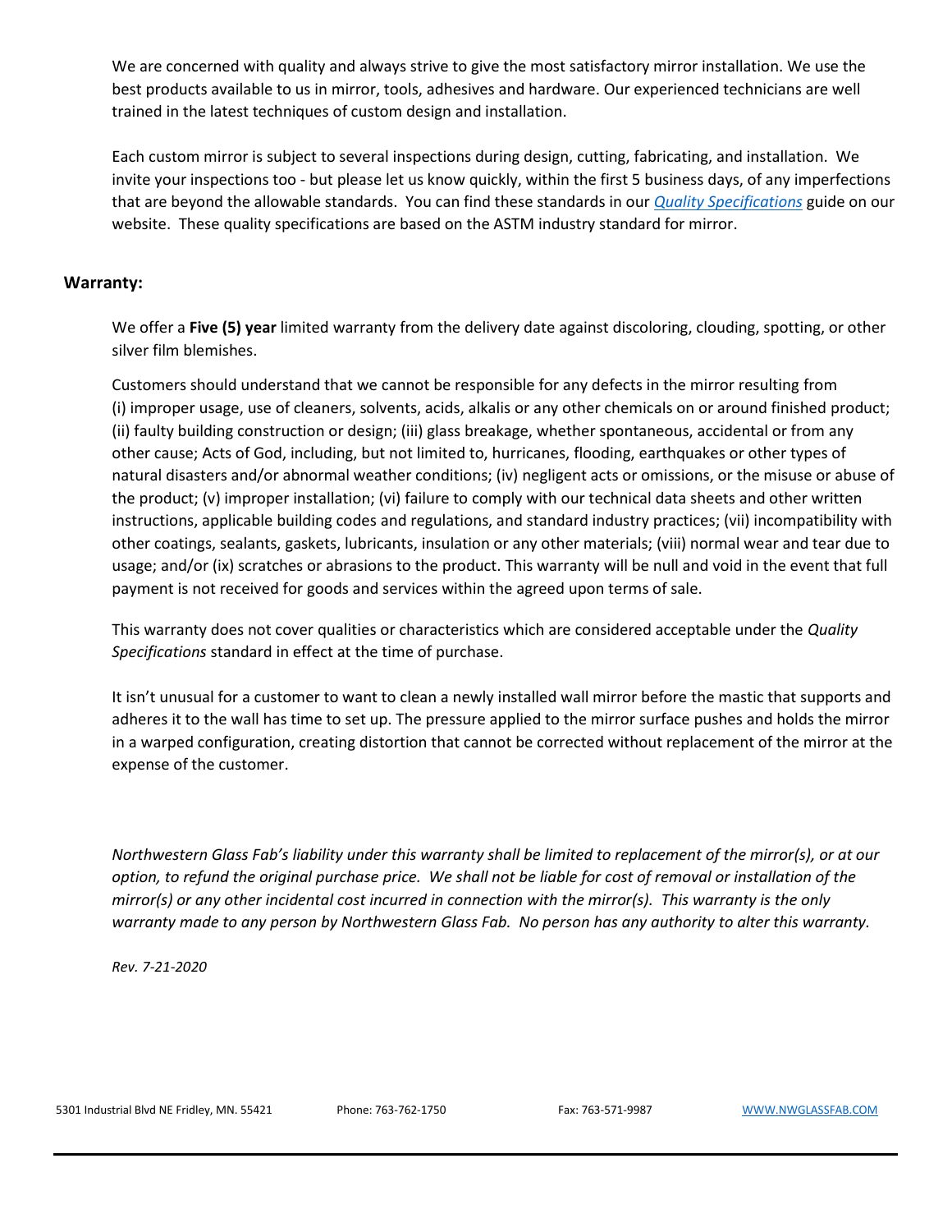We are concerned with quality and always strive to give the most satisfactory mirror installation. We use the best products available to us in mirror, tools, adhesives and hardware. Our experienced technicians are well trained in the latest techniques of custom design and installation.

Each custom mirror is subject to several inspections during design, cutting, fabricating, and installation. We invite your inspections too - but please let us know quickly, within the first 5 business days, of any imperfections that are beyond the allowable standards. You can find these standards in our *Quality Specifications* guide on our website. These quality specifications are based on the ASTM industry standard for mirror.

## Warranty:

We offer a **Five (5) year** limited warranty from the delivery date against discoloring, clouding, spotting, or other silver film blemishes.

Customers should understand that we cannot be responsible for any defects in the mirror resulting from (i) improper usage, use of cleaners, solvents, acids, alkalis or any other chemicals on or around finished product; (ii) faulty building construction or design; (iii) glass breakage, whether spontaneous, accidental or from any other cause; Acts of God, including, but not limited to, hurricanes, flooding, earthquakes or other types of natural disasters and/or abnormal weather conditions; (iv) negligent acts or omissions, or the misuse or abuse of the product; (v) improper installation; (vi) failure to comply with our technical data sheets and other written instructions, applicable building codes and regulations, and standard industry practices; (vii) incompatibility with other coatings, sealants, gaskets, lubricants, insulation or any other materials; (viii) normal wear and tear due to usage; and/or (ix) scratches or abrasions to the product. This warranty will be null and void in the event that full payment is not received for goods and services within the agreed upon terms of sale.

This warranty does not cover qualities or characteristics which are considered acceptable under the *Quality Specifications* standard in effect at the time of purchase.

It isn't unusual for a customer to want to clean a newly installed wall mirror before the mastic that supports and adheres it to the wall has time to set up. The pressure applied to the mirror surface pushes and holds the mirror in a warped configuration, creating distortion that cannot be corrected without replacement of the mirror at the expense of the customer.

*Northwestern Glass Fab's liability under this warranty shall be limited to replacement of the mirror(s), or at our option, to refund the original purchase price. We shall not be liable for cost of removal or installation of the mirror(s) or any other incidental cost incurred in connection with the mirror(s). This warranty is the only warranty made to any person by Northwestern Glass Fab. No person has any authority to alter this warranty.*

*Rev. 7-21-2020*

5301 Industrial Blvd NE Fridley, MN. 55421 Phone: 763-762-1750 Fax: 763-571-9987 WWW.NWGLASSFAB.COM